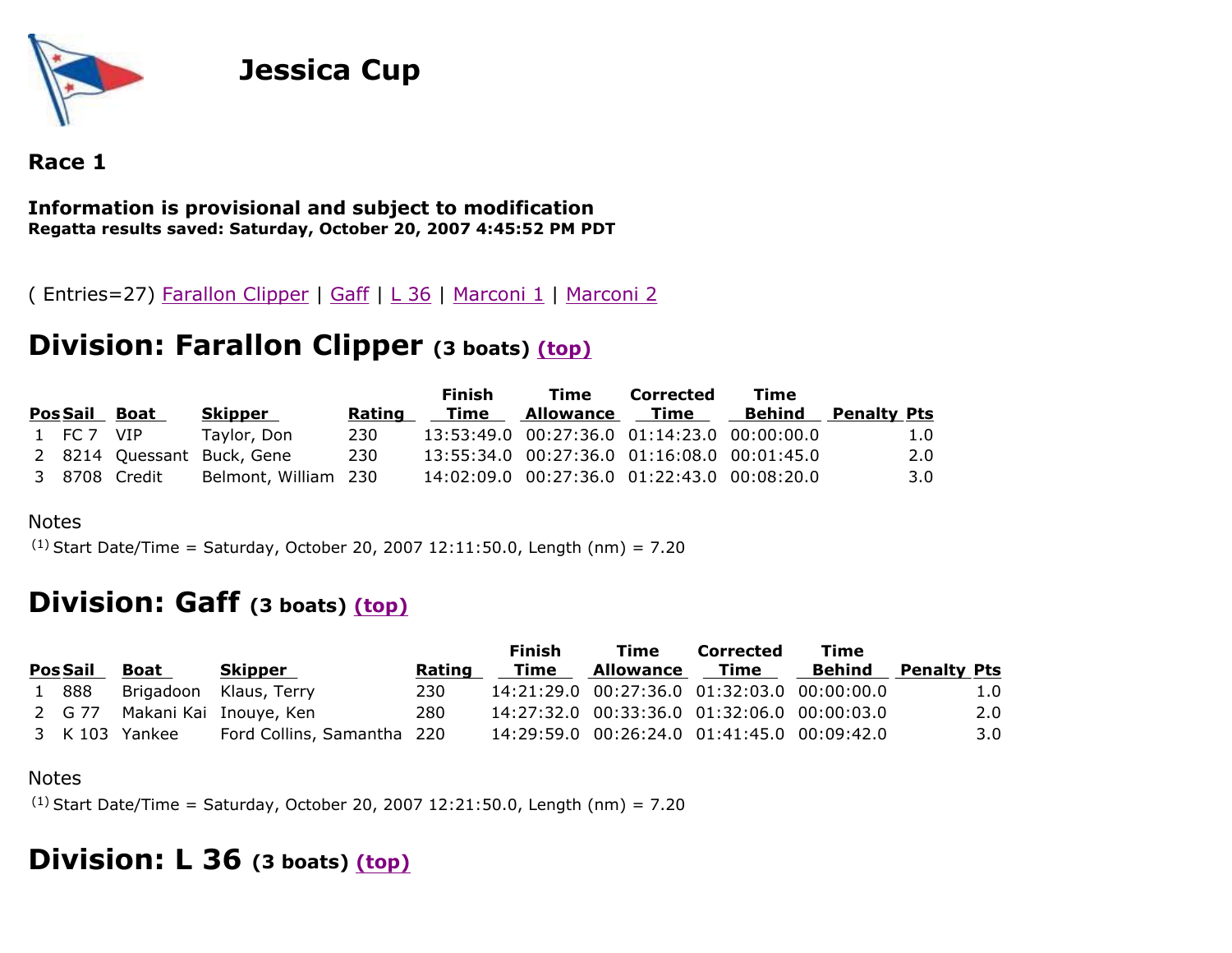# Jessica Cup

## Race 1

**Information is provisional and subject to modification**
**Regatta results saved: Saturday, October 20, 2007 4:45:52 PM PDT**

( Entries=27) Farallon Clipper | Gaff | L 36 | Marconi 1 | Marconi 2

## Division: Farallon Clipper (3 boats) (top)

| Pos | Sail | Boat | Skipper | Rating | Finish Time | Time Allowance | Corrected Time | Time Behind | Penalty | Pts |
|---|---|---|---|---|---|---|---|---|---|---|
| 1 | FC 7 | VIP | Taylor, Don | 230 | 13:53:49.0 | 00:27:36.0 | 01:14:23.0 | 00:00:00.0 | | 1.0 |
| 2 | 8214 | Quessant | Buck, Gene | 230 | 13:55:34.0 | 00:27:36.0 | 01:16:08.0 | 00:01:45.0 | | 2.0 |
| 3 | 8708 | Credit | Belmont, William | 230 | 14:02:09.0 | 00:27:36.0 | 01:22:43.0 | 00:08:20.0 | | 3.0 |

Notes

(1) Start Date/Time = Saturday, October 20, 2007 12:11:50.0, Length (nm) = 7.20

## Division: Gaff (3 boats) (top)

| Pos | Sail | Boat | Skipper | Rating | Finish Time | Time Allowance | Corrected Time | Time Behind | Penalty | Pts |
|---|---|---|---|---|---|---|---|---|---|---|
| 1 | 888 | Brigadoon | Klaus, Terry | 230 | 14:21:29.0 | 00:27:36.0 | 01:32:03.0 | 00:00:00.0 | | 1.0 |
| 2 | G 77 | Makani Kai | Inouye, Ken | 280 | 14:27:32.0 | 00:33:36.0 | 01:32:06.0 | 00:00:03.0 | | 2.0 |
| 3 | K 103 | Yankee | Ford Collins, Samantha | 220 | 14:29:59.0 | 00:26:24.0 | 01:41:45.0 | 00:09:42.0 | | 3.0 |

Notes

(1) Start Date/Time = Saturday, October 20, 2007 12:21:50.0, Length (nm) = 7.20

## Division: L 36 (3 boats) (top)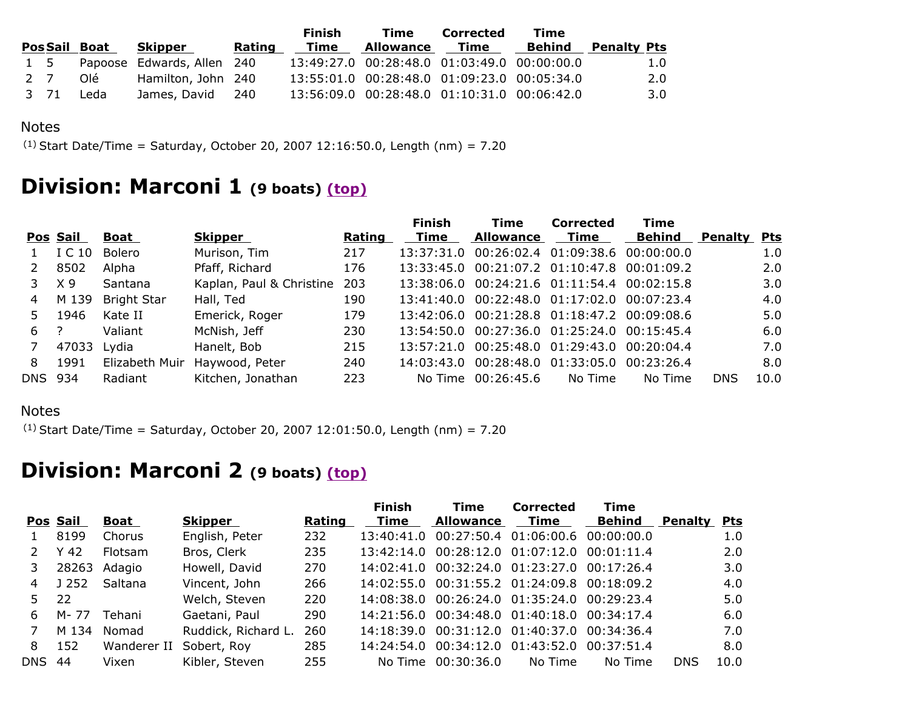| Pos | Sail | Boat | Skipper | Rating | Finish Time | Time Allowance | Corrected Time | Time Behind | Penalty | Pts |
|---|---|---|---|---|---|---|---|---|---|---|
| 1 | 5 | Papoose | Edwards, Allen | 240 | 13:49:27.0 | 00:28:48.0 | 01:03:49.0 | 00:00:00.0 | | 1.0 |
| 2 | 7 | Olé | Hamilton, John | 240 | 13:55:01.0 | 00:28:48.0 | 01:09:23.0 | 00:05:34.0 | | 2.0 |
| 3 | 71 | Leda | James, David | 240 | 13:56:09.0 | 00:28:48.0 | 01:10:31.0 | 00:06:42.0 | | 3.0 |

Notes

(1) Start Date/Time = Saturday, October 20, 2007 12:16:50.0, Length (nm) = 7.20

# Division: Marconi 1 (9 boats) (top)

| Pos | Sail | Boat | Skipper | Rating | Finish Time | Time Allowance | Corrected Time | Time Behind | Penalty | Pts |
|---|---|---|---|---|---|---|---|---|---|---|
| 1 | I C 10 | Bolero | Murison, Tim | 217 | 13:37:31.0 | 00:26:02.4 | 01:09:38.6 | 00:00:00.0 | | 1.0 |
| 2 | 8502 | Alpha | Pfaff, Richard | 176 | 13:33:45.0 | 00:21:07.2 | 01:10:47.8 | 00:01:09.2 | | 2.0 |
| 3 | X 9 | Santana | Kaplan, Paul & Christine | 203 | 13:38:06.0 | 00:24:21.6 | 01:11:54.4 | 00:02:15.8 | | 3.0 |
| 4 | M 139 | Bright Star | Hall, Ted | 190 | 13:41:40.0 | 00:22:48.0 | 01:17:02.0 | 00:07:23.4 | | 4.0 |
| 5 | 1946 | Kate II | Emerick, Roger | 179 | 13:42:06.0 | 00:21:28.8 | 01:18:47.2 | 00:09:08.6 | | 5.0 |
| 6 | ? | Valiant | McNish, Jeff | 230 | 13:54:50.0 | 00:27:36.0 | 01:25:24.0 | 00:15:45.4 | | 6.0 |
| 7 | 47033 | Lydia | Hanelt, Bob | 215 | 13:57:21.0 | 00:25:48.0 | 01:29:43.0 | 00:20:04.4 | | 7.0 |
| 8 | 1991 | Elizabeth Muir | Haywood, Peter | 240 | 14:03:43.0 | 00:28:48.0 | 01:33:05.0 | 00:23:26.4 | | 8.0 |
| DNS | 934 | Radiant | Kitchen, Jonathan | 223 | No Time | 00:26:45.6 | No Time | No Time | DNS | 10.0 |

Notes

(1) Start Date/Time = Saturday, October 20, 2007 12:01:50.0, Length (nm) = 7.20

# Division: Marconi 2 (9 boats) (top)

| Pos | Sail | Boat | Skipper | Rating | Finish Time | Time Allowance | Corrected Time | Time Behind | Penalty | Pts |
|---|---|---|---|---|---|---|---|---|---|---|
| 1 | 8199 | Chorus | English, Peter | 232 | 13:40:41.0 | 00:27:50.4 | 01:06:00.6 | 00:00:00.0 | | 1.0 |
| 2 | Y 42 | Flotsam | Bros, Clerk | 235 | 13:42:14.0 | 00:28:12.0 | 01:07:12.0 | 00:01:11.4 | | 2.0 |
| 3 | 28263 | Adagio | Howell, David | 270 | 14:02:41.0 | 00:32:24.0 | 01:23:27.0 | 00:17:26.4 | | 3.0 |
| 4 | J 252 | Saltana | Vincent, John | 266 | 14:02:55.0 | 00:31:55.2 | 01:24:09.8 | 00:18:09.2 | | 4.0 |
| 5 | 22 | | Welch, Steven | 220 | 14:08:38.0 | 00:26:24.0 | 01:35:24.0 | 00:29:23.4 | | 5.0 |
| 6 | M- 77 | Tehani | Gaetani, Paul | 290 | 14:21:56.0 | 00:34:48.0 | 01:40:18.0 | 00:34:17.4 | | 6.0 |
| 7 | M 134 | Nomad | Ruddick, Richard L. | 260 | 14:18:39.0 | 00:31:12.0 | 01:40:37.0 | 00:34:36.4 | | 7.0 |
| 8 | 152 | Wanderer II | Sobert, Roy | 285 | 14:24:54.0 | 00:34:12.0 | 01:43:52.0 | 00:37:51.4 | | 8.0 |
| DNS | 44 | Vixen | Kibler, Steven | 255 | No Time | 00:30:36.0 | No Time | No Time | DNS | 10.0 |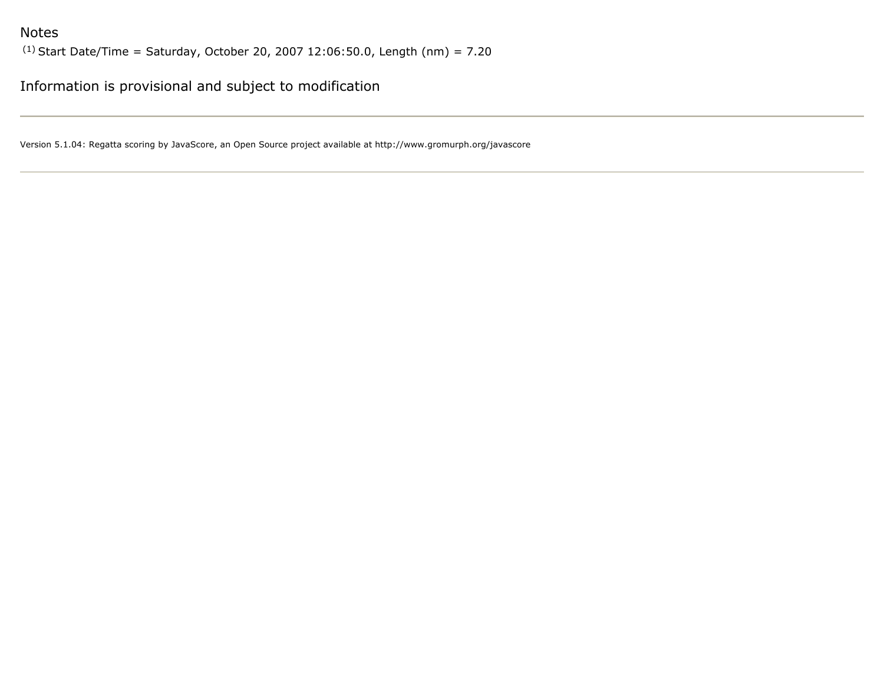Notes

[1] Start Date/Time = Saturday, October 20, 2007 12:06:50.0, Length (nm) = 7.20

Information is provisional and subject to modification

---

Version 5.1.04: Regatta scoring by JavaScore, an Open Source project available at http://www.gromurph.org/javascore

---